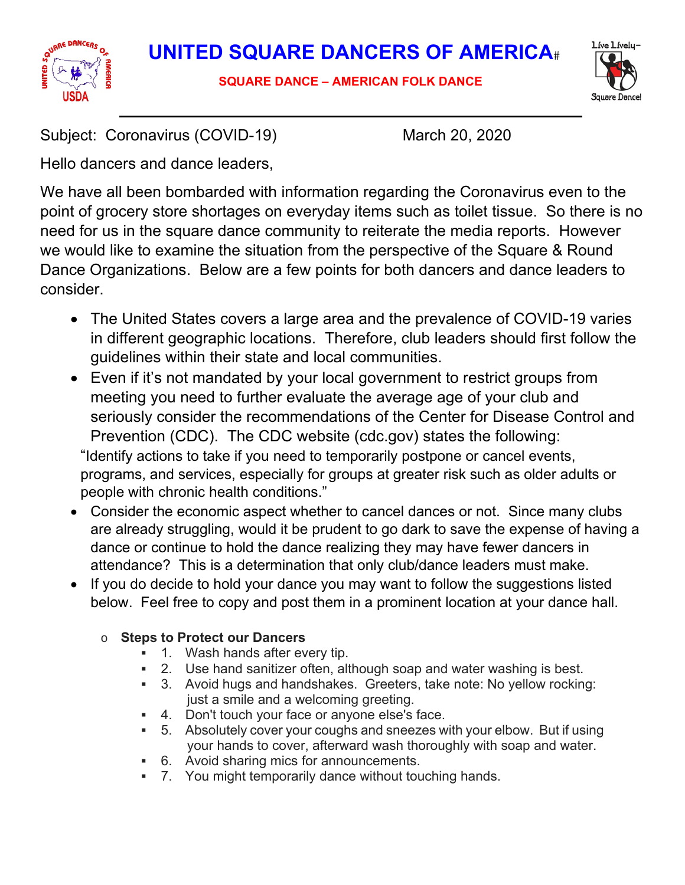# UNITED SQUARE DANCERS OF AMERICA#

**SQUARE DANCE – AMERICAN FOLK DANCE**

Subject: Coronavirus (COVID-19) March 20, 2020

Hello dancers and dance leaders,

We have all been bombarded with information regarding the Coronavirus even to the point of grocery store shortages on everyday items such as toilet tissue. So there is no need for us in the square dance community to reiterate the media reports. However we would like to examine the situation from the perspective of the Square & Round Dance Organizations. Below are a few points for both dancers and dance leaders to consider.

- The United States covers a large area and the prevalence of COVID-19 varies in different geographic locations. Therefore, club leaders should first follow the guidelines within their state and local communities.
- Even if it's not mandated by your local government to restrict groups from meeting you need to further evaluate the average age of your club and seriously consider the recommendations of the Center for Disease Control and Prevention (CDC). The CDC website (cdc.gov) states the following:

  "Identify actions to take if you need to temporarily postpone or cancel events, programs, and services, especially for groups at greater risk such as older adults or people with chronic health conditions."
- Consider the economic aspect whether to cancel dances or not. Since many clubs are already struggling, would it be prudent to go dark to save the expense of having a dance or continue to hold the dance realizing they may have fewer dancers in attendance? This is a determination that only club/dance leaders must make.
- If you do decide to hold your dance you may want to follow the suggestions listed below. Feel free to copy and post them in a prominent location at your dance hall.
  - **Steps to Protect our Dancers**
    - 1. Wash hands after every tip.
    - 2. Use hand sanitizer often, although soap and water washing is best.
    - 3. Avoid hugs and handshakes. Greeters, take note: No yellow rocking: just a smile and a welcoming greeting.
    - 4. Don't touch your face or anyone else's face.
    - 5. Absolutely cover your coughs and sneezes with your elbow. But if using your hands to cover, afterward wash thoroughly with soap and water.
    - 6. Avoid sharing mics for announcements.
    - 7. You might temporarily dance without touching hands.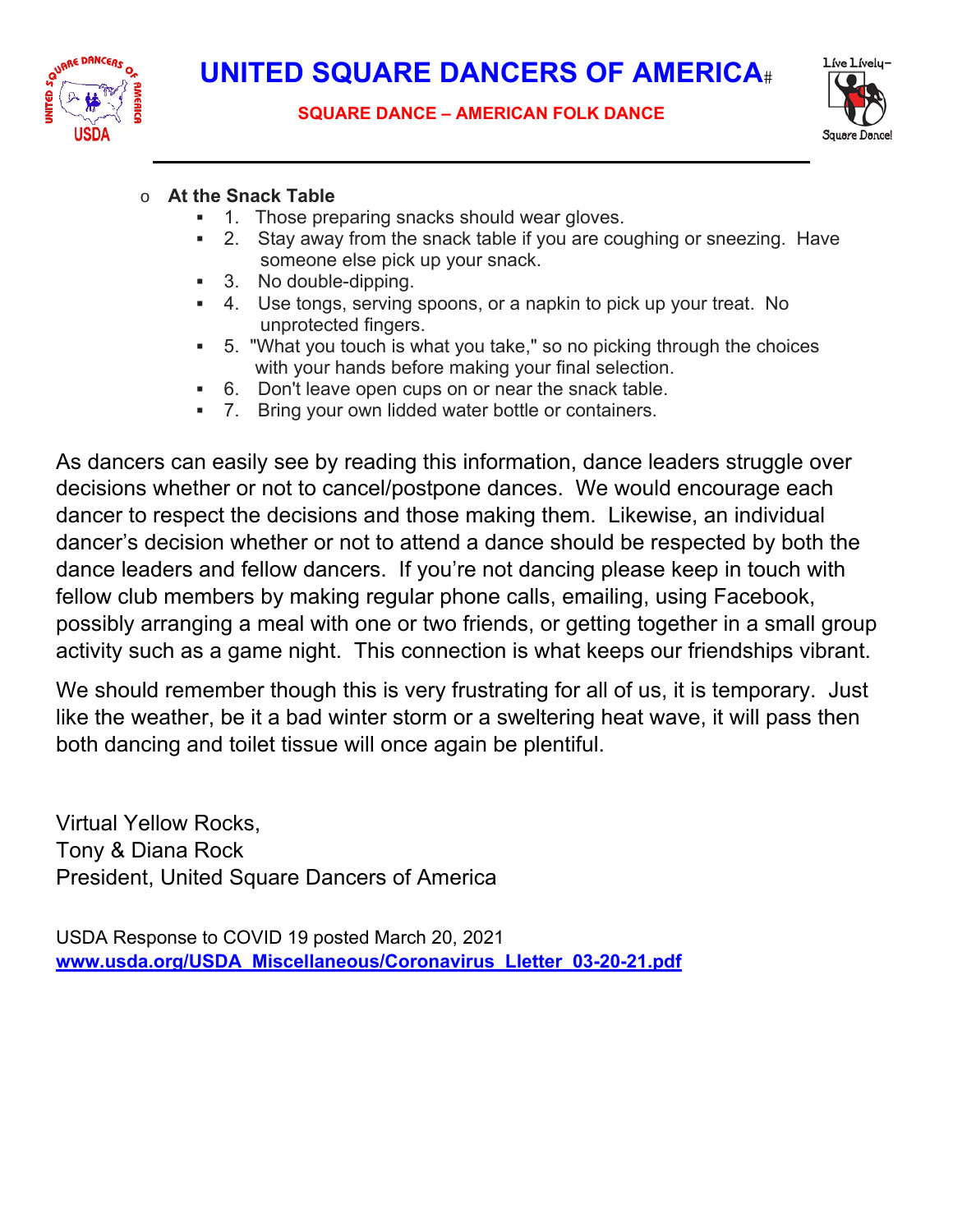- **At the Snack Table**
  - 1. Those preparing snacks should wear gloves.
  - 2. Stay away from the snack table if you are coughing or sneezing. Have someone else pick up your snack.
  - 3. No double-dipping.
  - 4. Use tongs, serving spoons, or a napkin to pick up your treat. No unprotected fingers.
  - 5. "What you touch is what you take," so no picking through the choices with your hands before making your final selection.
  - 6. Don't leave open cups on or near the snack table.
  - 7. Bring your own lidded water bottle or containers.

As dancers can easily see by reading this information, dance leaders struggle over decisions whether or not to cancel/postpone dances. We would encourage each dancer to respect the decisions and those making them. Likewise, an individual dancer's decision whether or not to attend a dance should be respected by both the dance leaders and fellow dancers. If you're not dancing please keep in touch with fellow club members by making regular phone calls, emailing, using Facebook, possibly arranging a meal with one or two friends, or getting together in a small group activity such as a game night. This connection is what keeps our friendships vibrant.

We should remember though this is very frustrating for all of us, it is temporary. Just like the weather, be it a bad winter storm or a sweltering heat wave, it will pass then both dancing and toilet tissue will once again be plentiful.

Virtual Yellow Rocks,
Tony & Diana Rock
President, United Square Dancers of America

USDA Response to COVID 19 posted March 20, 2021
**www.usda.org/USDA_Miscellaneous/Coronavirus_Lletter_03-20-21.pdf**